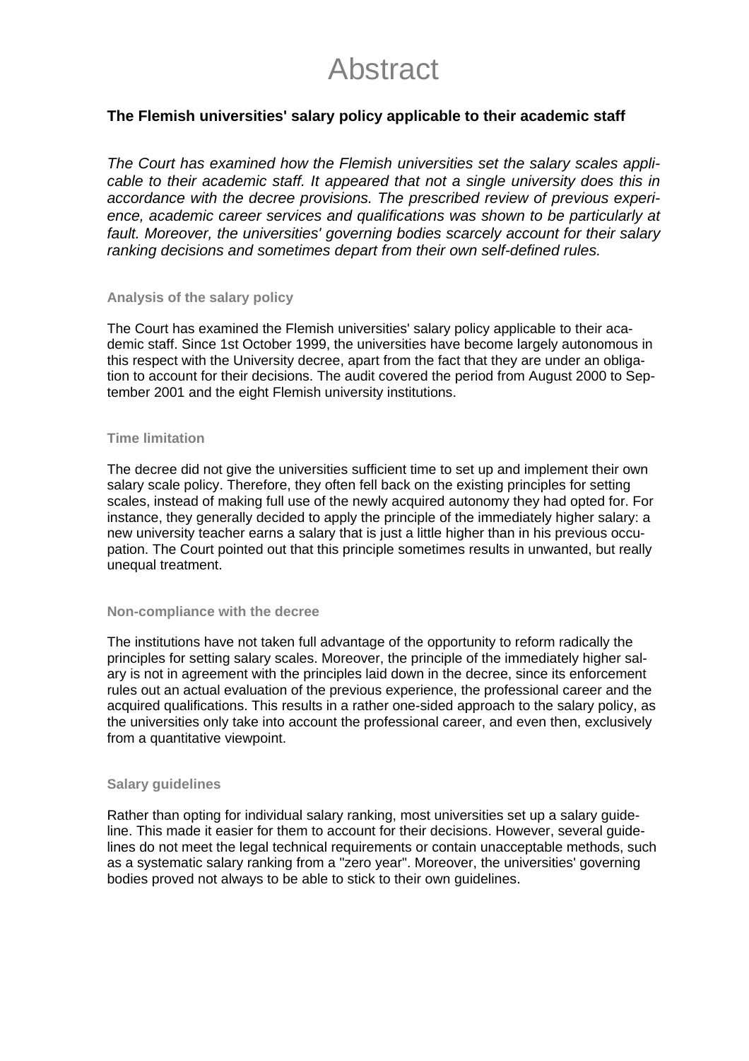# Abstract

## The Flemish universities' salary policy applicable to their academic staff

*The Court has examined how the Flemish universities set the salary scales applicable to their academic staff. It appeared that not a single university does this in accordance with the decree provisions. The prescribed review of previous experience, academic career services and qualifications was shown to be particularly at fault. Moreover, the universities' governing bodies scarcely account for their salary ranking decisions and sometimes depart from their own self-defined rules.*

### Analysis of the salary policy

The Court has examined the Flemish universities' salary policy applicable to their academic staff. Since 1st October 1999, the universities have become largely autonomous in this respect with the University decree, apart from the fact that they are under an obligation to account for their decisions. The audit covered the period from August 2000 to September 2001 and the eight Flemish university institutions.

### Time limitation

The decree did not give the universities sufficient time to set up and implement their own salary scale policy. Therefore, they often fell back on the existing principles for setting scales, instead of making full use of the newly acquired autonomy they had opted for. For instance, they generally decided to apply the principle of the immediately higher salary: a new university teacher earns a salary that is just a little higher than in his previous occupation. The Court pointed out that this principle sometimes results in unwanted, but really unequal treatment.

### Non-compliance with the decree

The institutions have not taken full advantage of the opportunity to reform radically the principles for setting salary scales. Moreover, the principle of the immediately higher salary is not in agreement with the principles laid down in the decree, since its enforcement rules out an actual evaluation of the previous experience, the professional career and the acquired qualifications. This results in a rather one-sided approach to the salary policy, as the universities only take into account the professional career, and even then, exclusively from a quantitative viewpoint.

### Salary guidelines

Rather than opting for individual salary ranking, most universities set up a salary guideline. This made it easier for them to account for their decisions. However, several guidelines do not meet the legal technical requirements or contain unacceptable methods, such as a systematic salary ranking from a "zero year". Moreover, the universities' governing bodies proved not always to be able to stick to their own guidelines.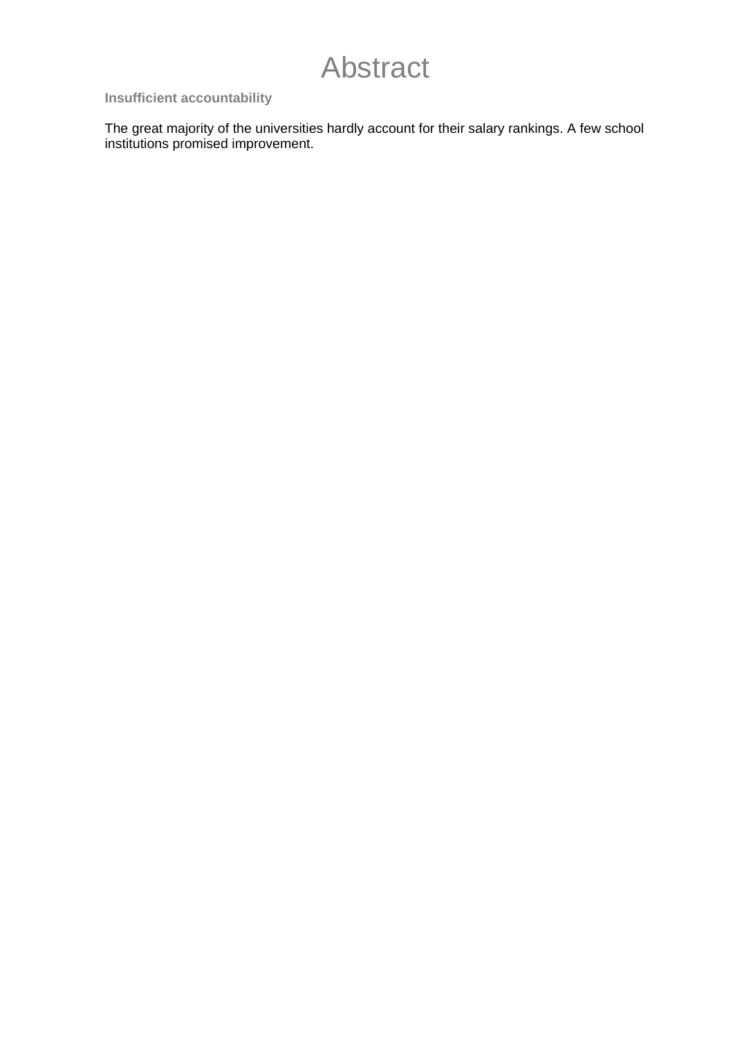# Abstract

### Insufficient accountability

The great majority of the universities hardly account for their salary rankings. A few school institutions promised improvement.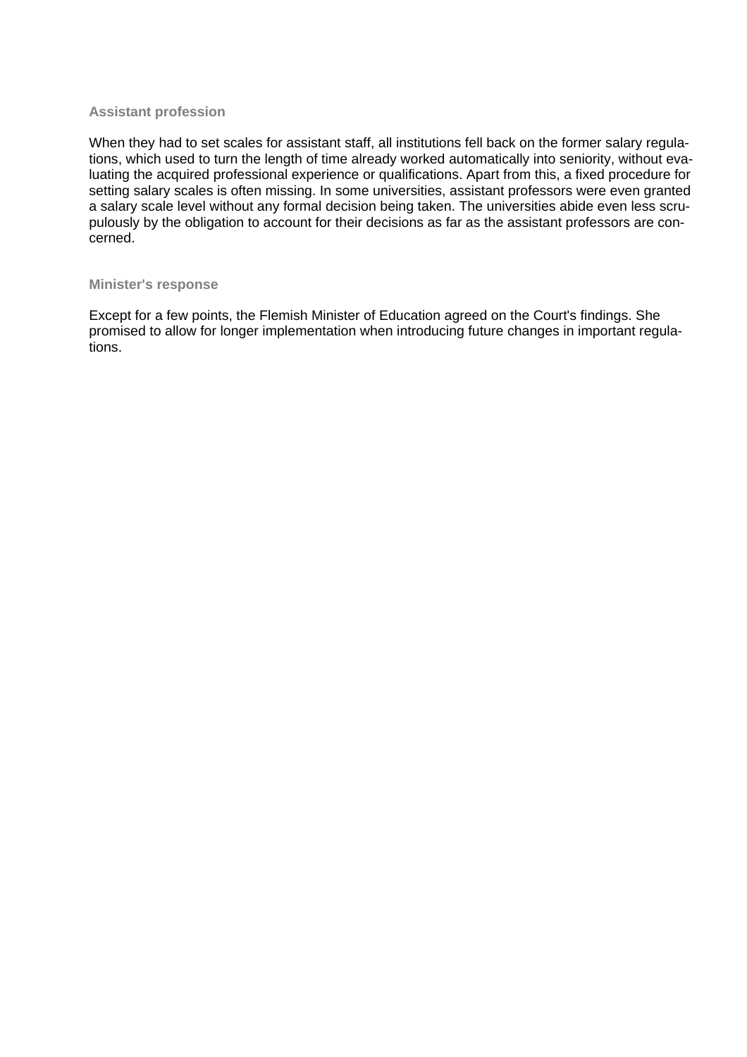### Assistant profession

When they had to set scales for assistant staff, all institutions fell back on the former salary regulations, which used to turn the length of time already worked automatically into seniority, without evaluating the acquired professional experience or qualifications. Apart from this, a fixed procedure for setting salary scales is often missing. In some universities, assistant professors were even granted a salary scale level without any formal decision being taken. The universities abide even less scrupulously by the obligation to account for their decisions as far as the assistant professors are concerned.

### Minister's response

Except for a few points, the Flemish Minister of Education agreed on the Court's findings. She promised to allow for longer implementation when introducing future changes in important regulations.